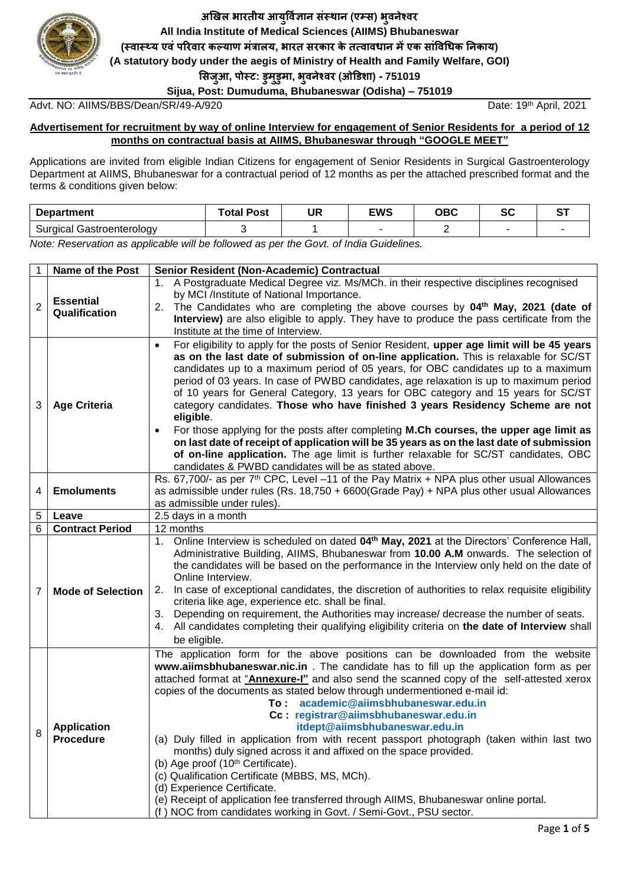# अखिल भारतीय आयुर्विज्ञान संस्थान (एम्स) भुवनेश्वर

**All India Institute of Medical Sciences (AIIMS) Bhubaneswar**

**(स्वास्थ्य एवं परिवार कल्याण मंत्रालय, भारत सरकार के तत्वावधान में एक सांविधिक निकाय)**

**(A statutory body under the aegis of Ministry of Health and Family Welfare, GOI)**

**सिजुआ, पोस्ट: डुमुडुमा, भुवनेश्वर (ओडिशा) - 751019**

**Sijua, Post: Dumuduma, Bhubaneswar (Odisha) – 751019**

Advt. NO: AIIMS/BBS/Dean/SR/49-A/920 Date: 19th April, 2021

**Advertisement for recruitment by way of online Interview for engagement of Senior Residents for a period of 12 months on contractual basis at AIIMS, Bhubaneswar through "GOOGLE MEET"**

Applications are invited from eligible Indian Citizens for engagement of Senior Residents in Surgical Gastroenterology Department at AIIMS, Bhubaneswar for a contractual period of 12 months as per the attached prescribed format and the terms & conditions given below:

| Department | Total Post | UR | EWS | OBC | SC | ST |
|---|---|---|---|---|---|---|
| Surgical Gastroenterology | 3 | 1 | - | 2 | - | - |

*Note: Reservation as applicable will be followed as per the Govt. of India Guidelines.*

| 1 | Name of the Post | Senior Resident (Non-Academic) Contractual |
|---|---|---|
| 2 | **Essential Qualification** | 1. A Postgraduate Medical Degree viz. Ms/MCh. in their respective disciplines recognised by MCI /Institute of National Importance.<br>2. The Candidates who are completing the above courses by **04th May, 2021 (date of Interview)** are also eligible to apply. They have to produce the pass certificate from the Institute at the time of Interview. |
| 3 | **Age Criteria** | • For eligibility to apply for the posts of Senior Resident, **upper age limit will be 45 years as on the last date of submission of on-line application.** This is relaxable for SC/ST candidates up to a maximum period of 05 years, for OBC candidates up to a maximum period of 03 years. In case of PWBD candidates, age relaxation is up to maximum period of 10 years for General Category, 13 years for OBC category and 15 years for SC/ST category candidates. **Those who have finished 3 years Residency Scheme are not eligible**.<br>• For those applying for the posts after completing **M.Ch courses, the upper age limit as on last date of receipt of application will be 35 years as on the last date of submission of on-line application.** The age limit is further relaxable for SC/ST candidates, OBC candidates & PWBD candidates will be as stated above. |
| 4 | **Emoluments** | Rs. 67,700/- as per 7th CPC, Level –11 of the Pay Matrix + NPA plus other usual Allowances as admissible under rules (Rs. 18,750 + 6600(Grade Pay) + NPA plus other usual Allowances as admissible under rules). |
| 5 | **Leave** | 2.5 days in a month |
| 6 | **Contract Period** | 12 months |
| 7 | **Mode of Selection** | 1. Online Interview is scheduled on dated **04th May, 2021** at the Directors' Conference Hall, Administrative Building, AIIMS, Bhubaneswar from **10.00 A.M** onwards. The selection of the candidates will be based on the performance in the Interview only held on the date of Online Interview.<br>2. In case of exceptional candidates, the discretion of authorities to relax requisite eligibility criteria like age, experience etc. shall be final.<br>3. Depending on requirement, the Authorities may increase/ decrease the number of seats.<br>4. All candidates completing their qualifying eligibility criteria on **the date of Interview** shall be eligible. |
| 8 | **Application Procedure** | The application form for the above positions can be downloaded from the website **www.aiimsbhubaneswar.nic.in** . The candidate has to fill up the application form as per attached format at "**Annexure-I"** and also send the scanned copy of the self-attested xerox copies of the documents as stated below through undermentioned e-mail id:<br>**To : academic@aiimsbhubaneswar.edu.in**<br>**Cc : registrar@aiimsbhubaneswar.edu.in**<br>**itdept@aiimsbhubaneswar.edu.in**<br>(a) Duly filled in application from with recent passport photograph (taken within last two months) duly signed across it and affixed on the space provided.<br>(b) Age proof (10th Certificate).<br>(c) Qualification Certificate (MBBS, MS, MCh).<br>(d) Experience Certificate.<br>(e) Receipt of application fee transferred through AIIMS, Bhubaneswar online portal.<br>(f ) NOC from candidates working in Govt. / Semi-Govt., PSU sector. |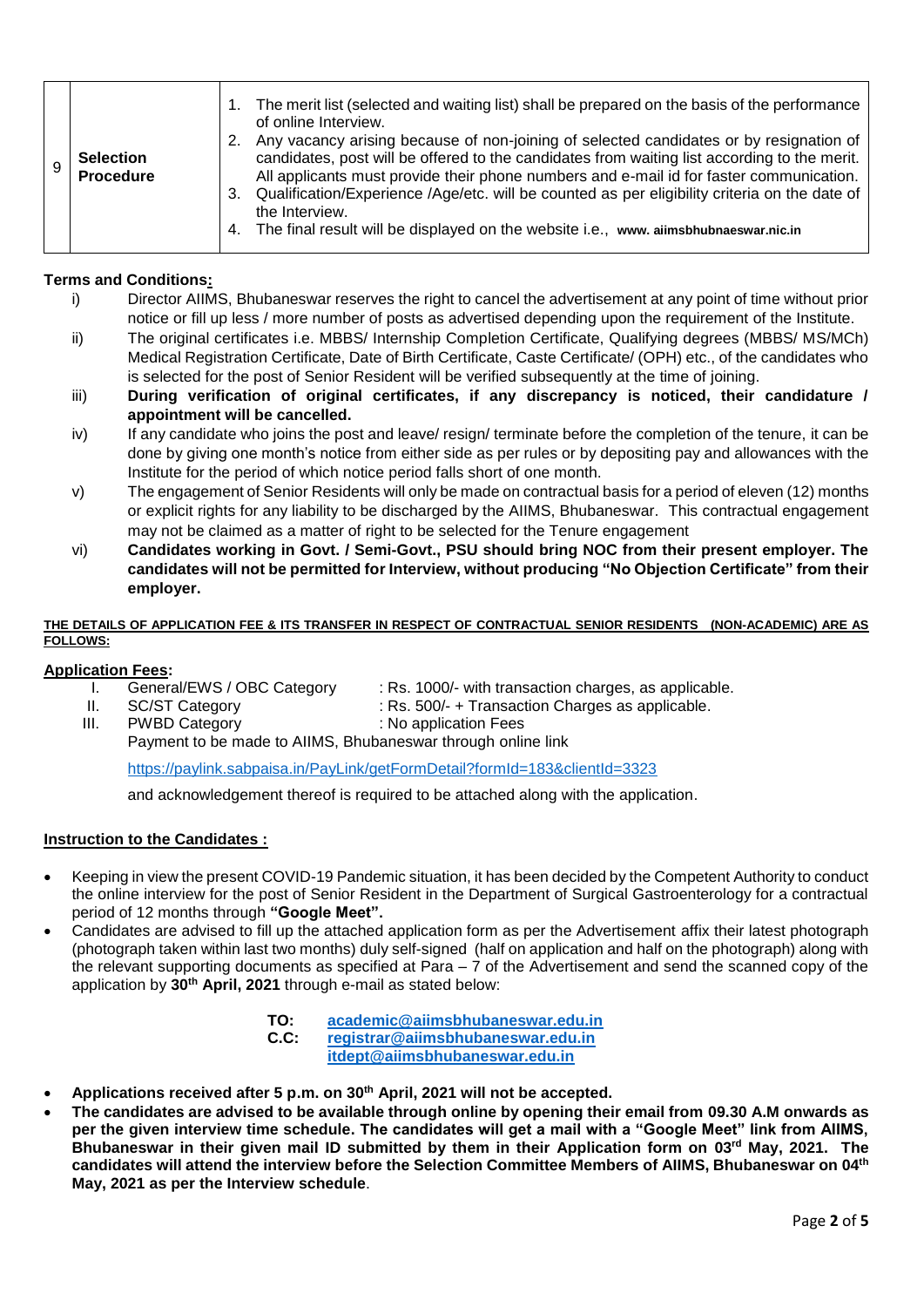| 9 | **Selection Procedure** | 1. The merit list (selected and waiting list) shall be prepared on the basis of the performance of online Interview.<br>2. Any vacancy arising because of non-joining of selected candidates or by resignation of candidates, post will be offered to the candidates from waiting list according to the merit. All applicants must provide their phone numbers and e-mail id for faster communication.<br>3. Qualification/Experience /Age/etc. will be counted as per eligibility criteria on the date of the Interview.<br>4. The final result will be displayed on the website i.e., **www. aiimsbhubnaeswar.nic.in** |
|---|---|---|

**Terms and Conditions:**

i) Director AIIMS, Bhubaneswar reserves the right to cancel the advertisement at any point of time without prior notice or fill up less / more number of posts as advertised depending upon the requirement of the Institute.

ii) The original certificates i.e. MBBS/ Internship Completion Certificate, Qualifying degrees (MBBS/ MS/MCh) Medical Registration Certificate, Date of Birth Certificate, Caste Certificate/ (OPH) etc., of the candidates who is selected for the post of Senior Resident will be verified subsequently at the time of joining.

iii) **During verification of original certificates, if any discrepancy is noticed, their candidature / appointment will be cancelled.**

iv) If any candidate who joins the post and leave/ resign/ terminate before the completion of the tenure, it can be done by giving one month's notice from either side as per rules or by depositing pay and allowances with the Institute for the period of which notice period falls short of one month.

v) The engagement of Senior Residents will only be made on contractual basis for a period of eleven (12) months or explicit rights for any liability to be discharged by the AIIMS, Bhubaneswar. This contractual engagement may not be claimed as a matter of right to be selected for the Tenure engagement

vi) **Candidates working in Govt. / Semi-Govt., PSU should bring NOC from their present employer. The candidates will not be permitted for Interview, without producing "No Objection Certificate" from their employer.**

**THE DETAILS OF APPLICATION FEE & ITS TRANSFER IN RESPECT OF CONTRACTUAL SENIOR RESIDENTS (NON-ACADEMIC) ARE AS FOLLOWS:**

**Application Fees:**

I. General/EWS / OBC Category : Rs. 1000/- with transaction charges, as applicable.
II. SC/ST Category : Rs. 500/- + Transaction Charges as applicable.
III. PWBD Category : No application Fees

Payment to be made to AIIMS, Bhubaneswar through online link

https://paylink.sabpaisa.in/PayLink/getFormDetail?formId=183&clientId=3323

and acknowledgement thereof is required to be attached along with the application.

**Instruction to the Candidates :**

- Keeping in view the present COVID-19 Pandemic situation, it has been decided by the Competent Authority to conduct the online interview for the post of Senior Resident in the Department of Surgical Gastroenterology for a contractual period of 12 months through **"Google Meet".**
- Candidates are advised to fill up the attached application form as per the Advertisement affix their latest photograph (photograph taken within last two months) duly self-signed (half on application and half on the photograph) along with the relevant supporting documents as specified at Para – 7 of the Advertisement and send the scanned copy of the application by **30th April, 2021** through e-mail as stated below:

  **TO:** **academic@aiimsbhubaneswar.edu.in**
  **C.C:** **registrar@aiimsbhubaneswar.edu.in**
  **itdept@aiimsbhubaneswar.edu.in**

- **Applications received after 5 p.m. on 30th April, 2021 will not be accepted.**
- **The candidates are advised to be available through online by opening their email from 09.30 A.M onwards as per the given interview time schedule. The candidates will get a mail with a "Google Meet" link from AIIMS, Bhubaneswar in their given mail ID submitted by them in their Application form on 03rd May, 2021. The candidates will attend the interview before the Selection Committee Members of AIIMS, Bhubaneswar on 04th May, 2021 as per the Interview schedule**.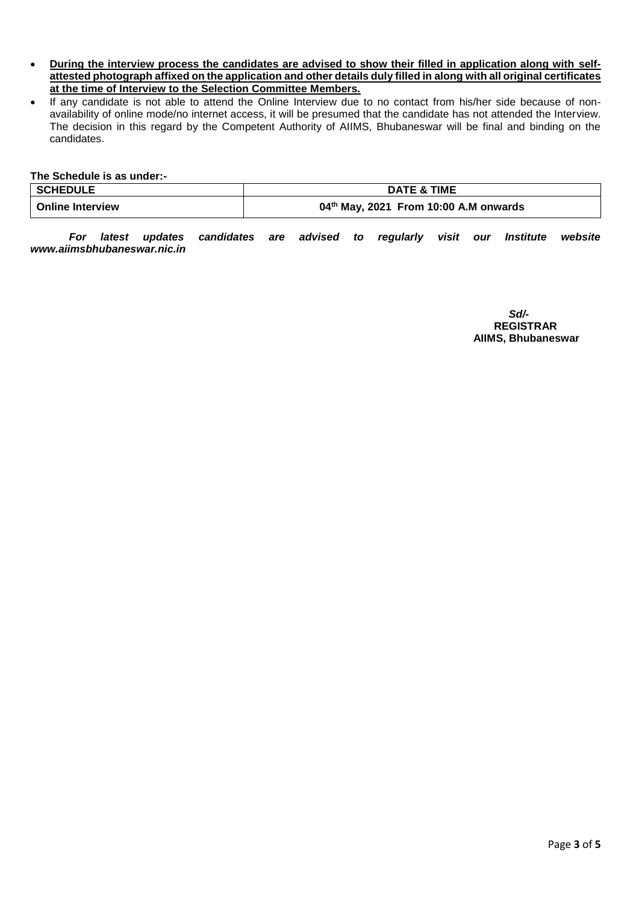- **During the interview process the candidates are advised to show their filled in application along with self-attested photograph affixed on the application and other details duly filled in along with all original certificates at the time of Interview to the Selection Committee Members.**
- If any candidate is not able to attend the Online Interview due to no contact from his/her side because of non-availability of online mode/no internet access, it will be presumed that the candidate has not attended the Interview. The decision in this regard by the Competent Authority of AIIMS, Bhubaneswar will be final and binding on the candidates.

**The Schedule is as under:-**

| SCHEDULE | DATE & TIME |
|---|---|
| **Online Interview** | **04th May, 2021 From 10:00 A.M onwards** |

***For latest updates candidates are advised to regularly visit our Institute website www.aiimsbhubaneswar.nic.in***

***Sd/-***
**REGISTRAR**
**AIIMS, Bhubaneswar**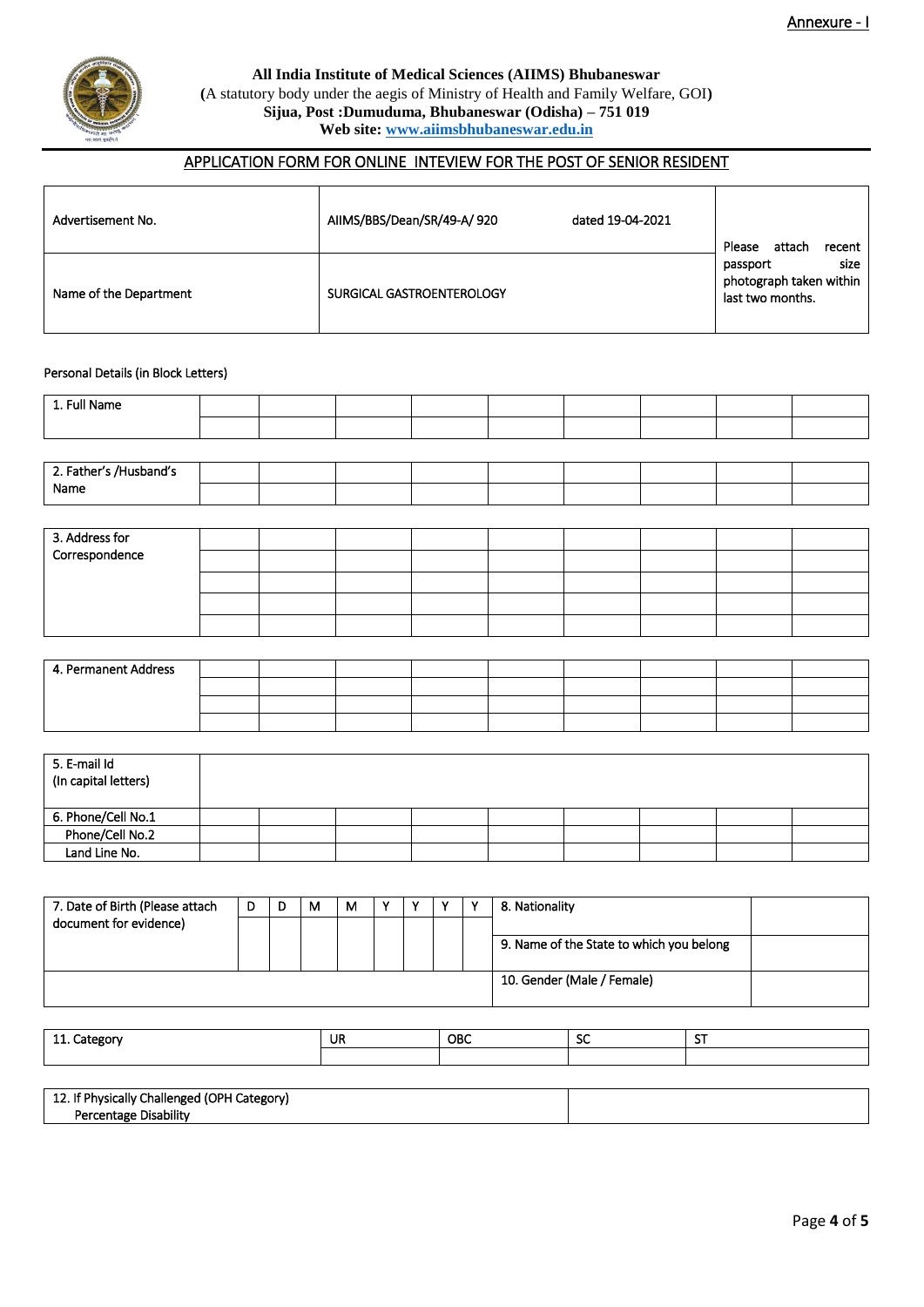Annexure - I

**All India Institute of Medical Sciences (AIIMS) Bhubaneswar**
**(**A statutory body under the aegis of Ministry of Health and Family Welfare, GOI**)**
**Sijua, Post :Dumuduma, Bhubaneswar (Odisha) – 751 019**
**Web site: www.aiimsbhubaneswar.edu.in**

## APPLICATION FORM FOR ONLINE INTEVIEW FOR THE POST OF SENIOR RESIDENT

| Advertisement No. | AIIMS/BBS/Dean/SR/49-A/ 920 dated 19-04-2021 | Please attach recent passport size photograph taken within last two months. |
|---|---|---|
| Name of the Department | SURGICAL GASTROENTEROLOGY | |

Personal Details (in Block Letters)

| 1. Full Name | | | | | | | | |
|---|---|---|---|---|---|---|---|---|
| | | | | | | | | |

| 2. Father's /Husband's Name | | | | | | | | |
|---|---|---|---|---|---|---|---|---|
| | | | | | | | | |

| 3. Address for Correspondence | | | | | | | | |
|---|---|---|---|---|---|---|---|---|
| | | | | | | | | |
| | | | | | | | | |
| | | | | | | | | |
| | | | | | | | | |

| 4. Permanent Address | | | | | | | | |
|---|---|---|---|---|---|---|---|---|
| | | | | | | | | |
| | | | | | | | | |
| | | | | | | | | |

| 5. E-mail Id (In capital letters) | | | | | | | | |
|---|---|---|---|---|---|---|---|---|
| 6. Phone/Cell No.1 | | | | | | | | |
| Phone/Cell No.2 | | | | | | | | |
| Land Line No. | | | | | | | | |

| 7. Date of Birth (Please attach document for evidence) | D | D | M | M | Y | Y | Y | Y | 8. Nationality | |
|---|---|---|---|---|---|---|---|---|---|---|
| | | | | | | | | | 9. Name of the State to which you belong | |
| | | | | | | | | | 10. Gender (Male / Female) | |

| 11. Category | UR | OBC | SC | ST |
|---|---|---|---|---|
| | | | | |

| 12. If Physically Challenged (OPH Category) Percentage Disability | |
|---|---|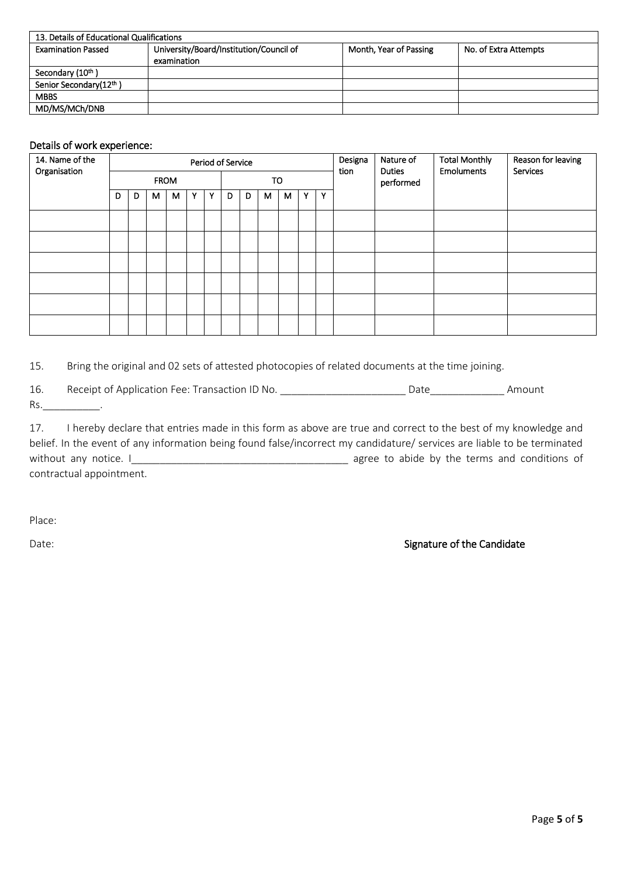| 13. Details of Educational Qualifications | | | |
|---|---|---|---|
| Examination Passed | University/Board/Institution/Council of examination | Month, Year of Passing | No. of Extra Attempts |
| Secondary (10th ) | | | |
| Senior Secondary(12th ) | | | |
| MBBS | | | |
| MD/MS/MCh/DNB | | | |

Details of work experience:

| 14. Name of the Organisation | Period of Service | | | | | | | | | | | | Designation | Nature of Duties performed | Total Monthly Emoluments | Reason for leaving Services |
|---|---|---|---|---|---|---|---|---|---|---|---|---|---|---|---|---|
| | FROM | | | | | | TO | | | | | | | | | |
| | D | D | M | M | Y | Y | D | D | M | M | Y | Y | | | | |
| | | | | | | | | | | | | | | | | |
| | | | | | | | | | | | | | | | | |
| | | | | | | | | | | | | | | | | |
| | | | | | | | | | | | | | | | | |
| | | | | | | | | | | | | | | | | |
| | | | | | | | | | | | | | | | | |

15. Bring the original and 02 sets of attested photocopies of related documents at the time joining.

16. Receipt of Application Fee: Transaction ID No. ______________________ Date_____________ Amount Rs.__________.

17. I hereby declare that entries made in this form as above are true and correct to the best of my knowledge and belief. In the event of any information being found false/incorrect my candidature/ services are liable to be terminated without any notice. I______________________________________ agree to abide by the terms and conditions of contractual appointment.

Place:

Date:

**Signature of the Candidate**